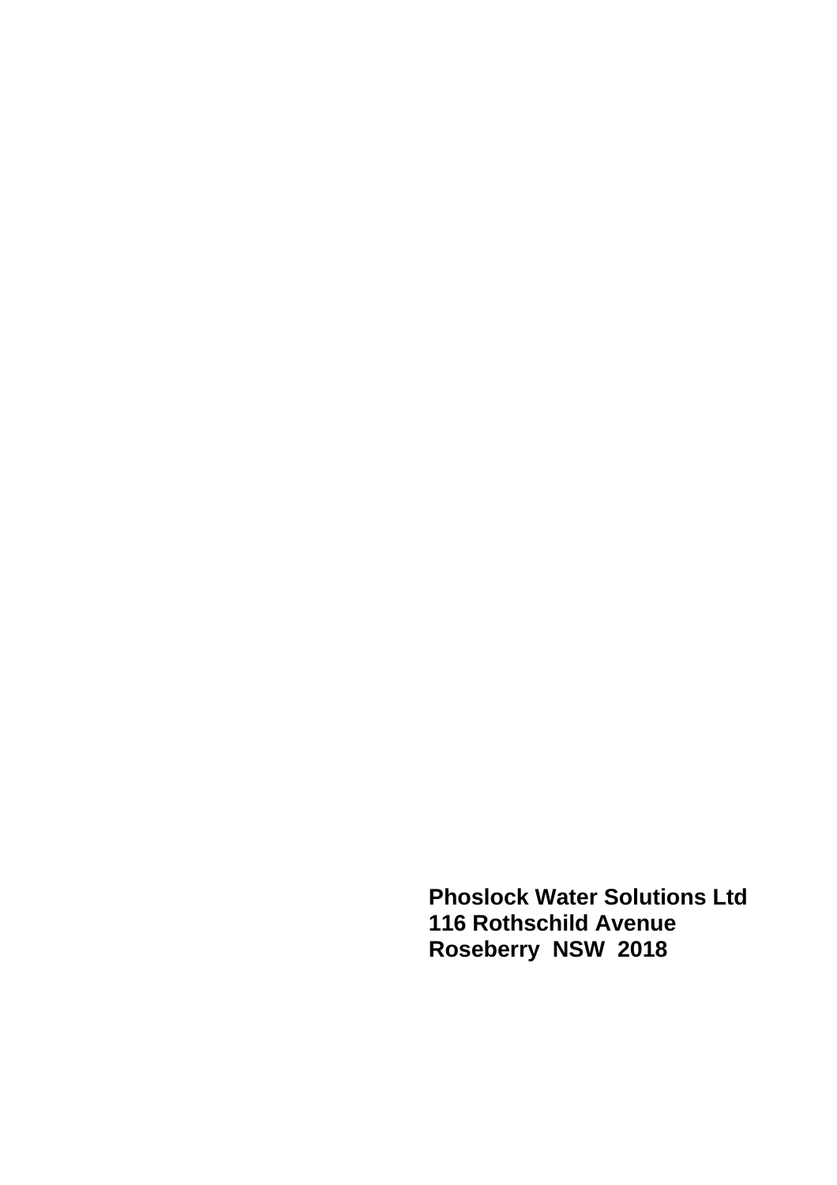**Phoslock Water Solutions Ltd**
**116 Rothschild Avenue**
**Roseberry  NSW  2018**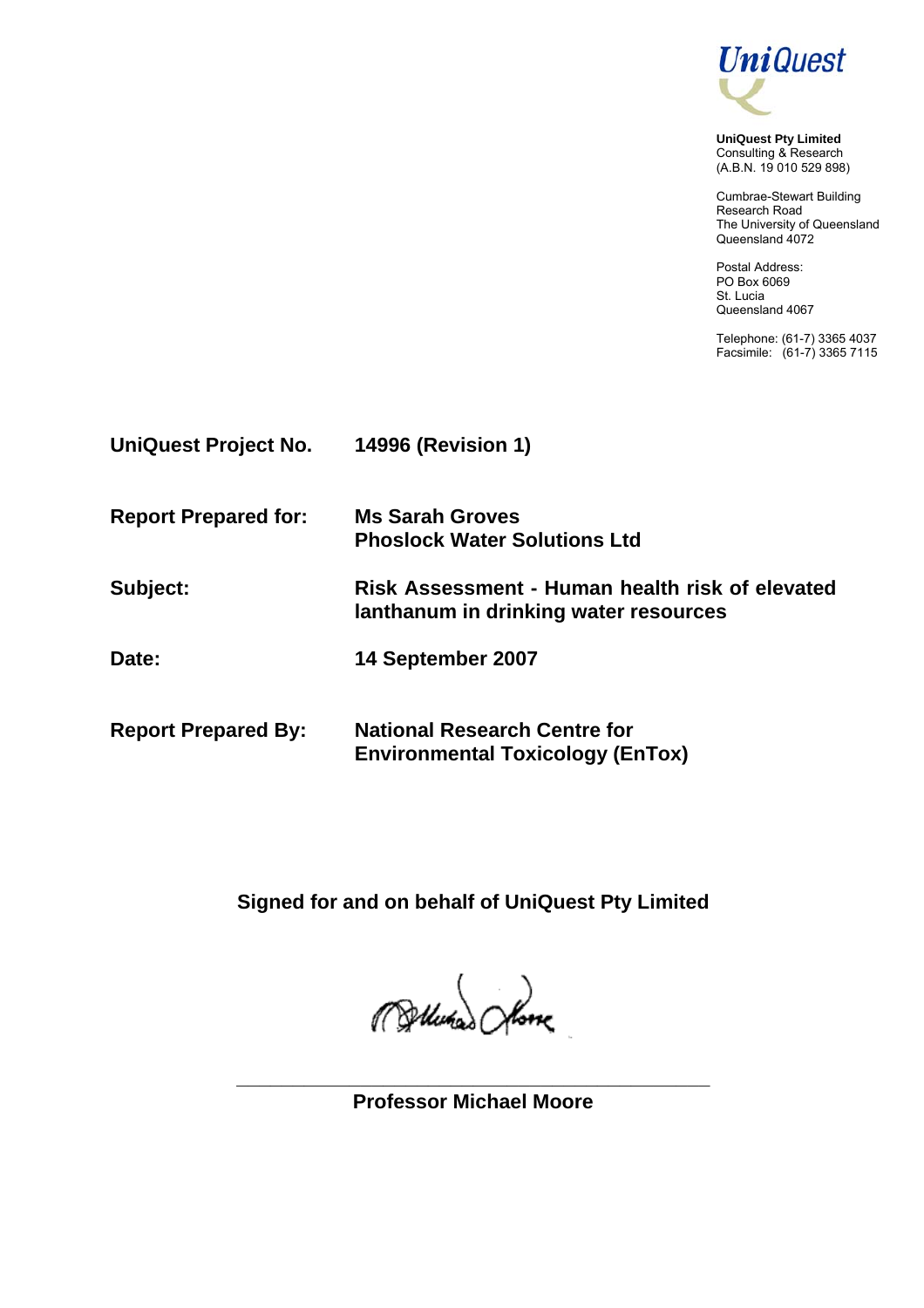**UniQuest**

**UniQuest Pty Limited**
Consulting & Research
(A.B.N. 19 010 529 898)

Cumbrae-Stewart Building
Research Road
The University of Queensland
Queensland 4072

Postal Address:
PO Box 6069
St. Lucia
Queensland 4067

Telephone: (61-7) 3365 4037
Facsimile: (61-7) 3365 7115

| | |
|---|---|
| **UniQuest Project No.** | **14996 (Revision 1)** |
| **Report Prepared for:** | **Ms Sarah Groves**<br>**Phoslock Water Solutions Ltd** |
| **Subject:** | **Risk Assessment - Human health risk of elevated lanthanum in drinking water resources** |
| **Date:** | **14 September 2007** |
| **Report Prepared By:** | **National Research Centre for Environmental Toxicology (EnTox)** |

**Signed for and on behalf of UniQuest Pty Limited**

**Professor Michael Moore**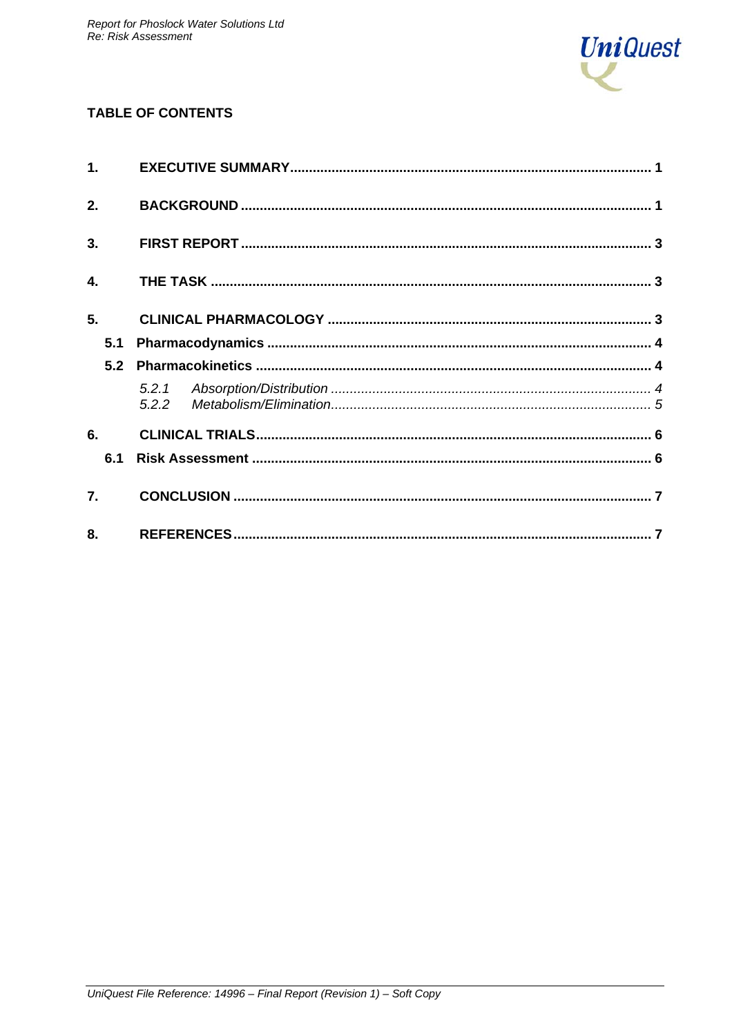## TABLE OF CONTENTS

| | | |
|---|---|---|
| **1.** | **EXECUTIVE SUMMARY** | **1** |
| **2.** | **BACKGROUND** | **1** |
| **3.** | **FIRST REPORT** | **3** |
| **4.** | **THE TASK** | **3** |
| **5.** | **CLINICAL PHARMACOLOGY** | **3** |
| **5.1** | **Pharmacodynamics** | **4** |
| **5.2** | **Pharmacokinetics** | **4** |
| *5.2.1* | *Absorption/Distribution* | *4* |
| *5.2.2* | *Metabolism/Elimination* | *5* |
| **6.** | **CLINICAL TRIALS** | **6** |
| **6.1** | **Risk Assessment** | **6** |
| **7.** | **CONCLUSION** | **7** |
| **8.** | **REFERENCES** | **7** |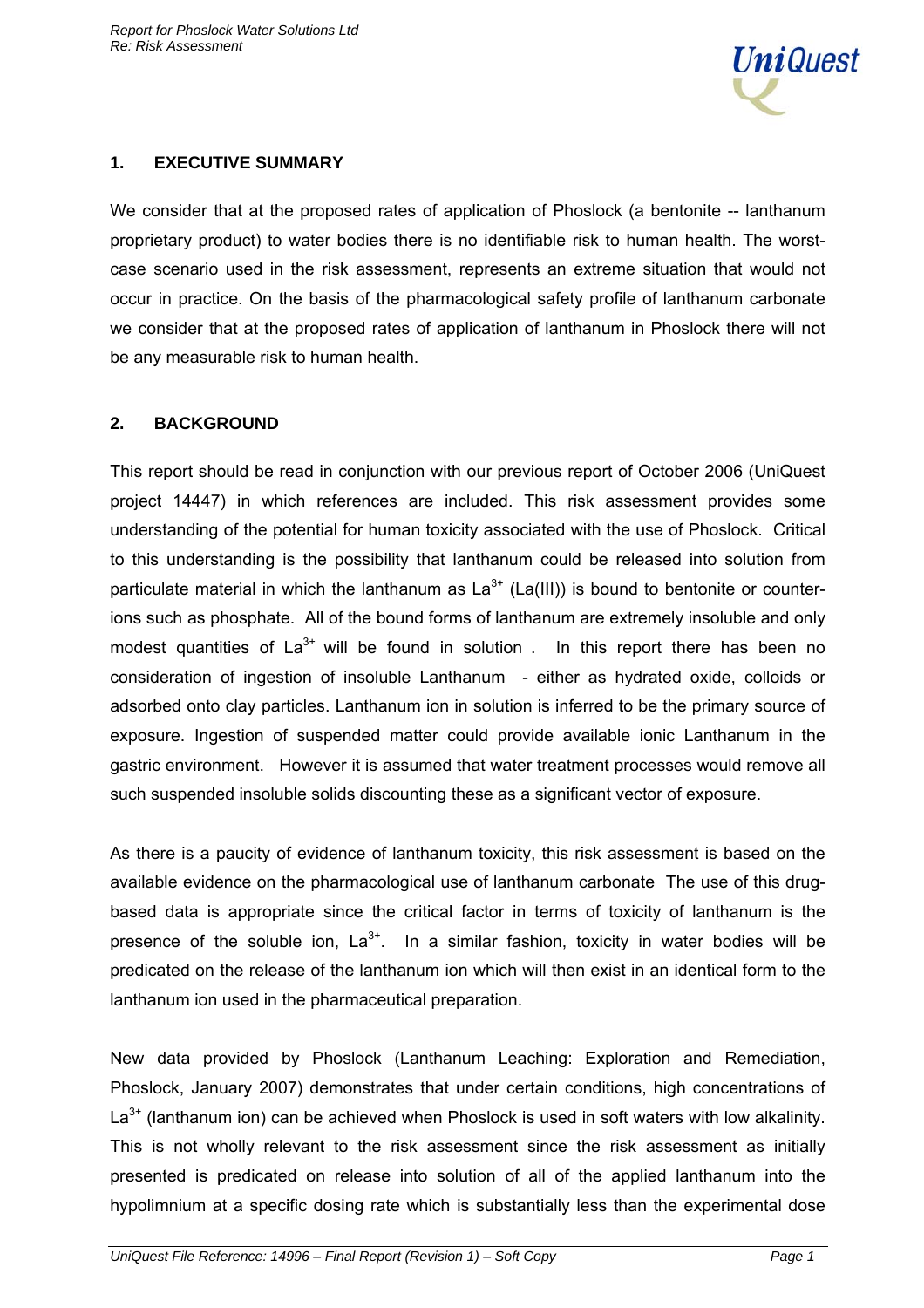## 1. EXECUTIVE SUMMARY

We consider that at the proposed rates of application of Phoslock (a bentonite -- lanthanum proprietary product) to water bodies there is no identifiable risk to human health. The worst-case scenario used in the risk assessment, represents an extreme situation that would not occur in practice. On the basis of the pharmacological safety profile of lanthanum carbonate we consider that at the proposed rates of application of lanthanum in Phoslock there will not be any measurable risk to human health.

## 2. BACKGROUND

This report should be read in conjunction with our previous report of October 2006 (UniQuest project 14447) in which references are included. This risk assessment provides some understanding of the potential for human toxicity associated with the use of Phoslock. Critical to this understanding is the possibility that lanthanum could be released into solution from particulate material in which the lanthanum as $La^{3+}$ (La(III)) is bound to bentonite or counter-ions such as phosphate. All of the bound forms of lanthanum are extremely insoluble and only modest quantities of $La^{3+}$ will be found in solution . In this report there has been no consideration of ingestion of insoluble Lanthanum - either as hydrated oxide, colloids or adsorbed onto clay particles. Lanthanum ion in solution is inferred to be the primary source of exposure. Ingestion of suspended matter could provide available ionic Lanthanum in the gastric environment. However it is assumed that water treatment processes would remove all such suspended insoluble solids discounting these as a significant vector of exposure.

As there is a paucity of evidence of lanthanum toxicity, this risk assessment is based on the available evidence on the pharmacological use of lanthanum carbonate The use of this drug-based data is appropriate since the critical factor in terms of toxicity of lanthanum is the presence of the soluble ion, $La^{3+}$. In a similar fashion, toxicity in water bodies will be predicated on the release of the lanthanum ion which will then exist in an identical form to the lanthanum ion used in the pharmaceutical preparation.

New data provided by Phoslock (Lanthanum Leaching: Exploration and Remediation, Phoslock, January 2007) demonstrates that under certain conditions, high concentrations of $La^{3+}$ (lanthanum ion) can be achieved when Phoslock is used in soft waters with low alkalinity. This is not wholly relevant to the risk assessment since the risk assessment as initially presented is predicated on release into solution of all of the applied lanthanum into the hypolimnium at a specific dosing rate which is substantially less than the experimental dose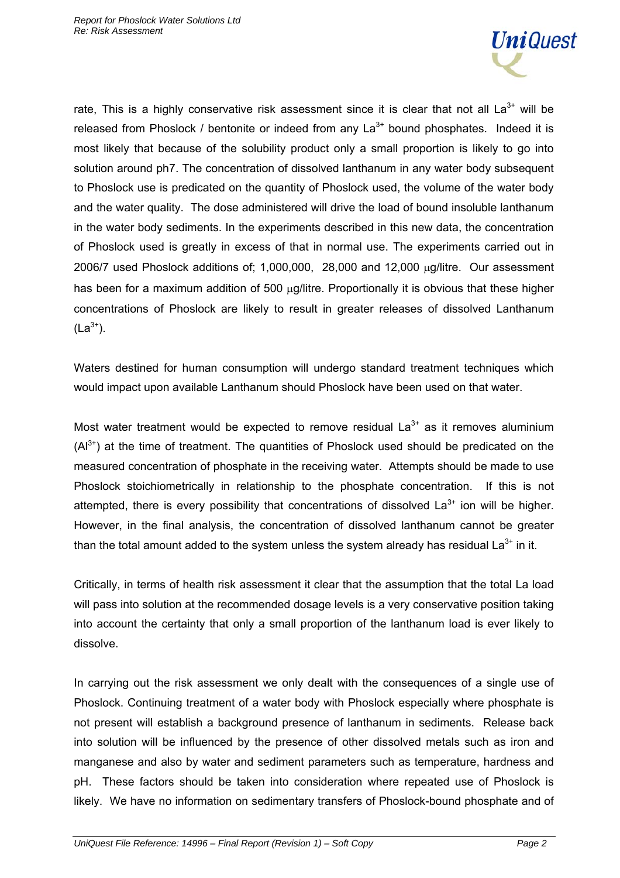rate, This is a highly conservative risk assessment since it is clear that not all $La^{3+}$ will be released from Phoslock / bentonite or indeed from any $La^{3+}$ bound phosphates. Indeed it is most likely that because of the solubility product only a small proportion is likely to go into solution around ph7. The concentration of dissolved lanthanum in any water body subsequent to Phoslock use is predicated on the quantity of Phoslock used, the volume of the water body and the water quality. The dose administered will drive the load of bound insoluble lanthanum in the water body sediments. In the experiments described in this new data, the concentration of Phoslock used is greatly in excess of that in normal use. The experiments carried out in 2006/7 used Phoslock additions of; 1,000,000, 28,000 and 12,000 μg/litre. Our assessment has been for a maximum addition of 500 μg/litre. Proportionally it is obvious that these higher concentrations of Phoslock are likely to result in greater releases of dissolved Lanthanum ($La^{3+}$).

Waters destined for human consumption will undergo standard treatment techniques which would impact upon available Lanthanum should Phoslock have been used on that water.

Most water treatment would be expected to remove residual $La^{3+}$ as it removes aluminium ($Al^{3+}$) at the time of treatment. The quantities of Phoslock used should be predicated on the measured concentration of phosphate in the receiving water. Attempts should be made to use Phoslock stoichiometrically in relationship to the phosphate concentration. If this is not attempted, there is every possibility that concentrations of dissolved $La^{3+}$ ion will be higher. However, in the final analysis, the concentration of dissolved lanthanum cannot be greater than the total amount added to the system unless the system already has residual $La^{3+}$ in it.

Critically, in terms of health risk assessment it clear that the assumption that the total La load will pass into solution at the recommended dosage levels is a very conservative position taking into account the certainty that only a small proportion of the lanthanum load is ever likely to dissolve.

In carrying out the risk assessment we only dealt with the consequences of a single use of Phoslock. Continuing treatment of a water body with Phoslock especially where phosphate is not present will establish a background presence of lanthanum in sediments. Release back into solution will be influenced by the presence of other dissolved metals such as iron and manganese and also by water and sediment parameters such as temperature, hardness and pH. These factors should be taken into consideration where repeated use of Phoslock is likely. We have no information on sedimentary transfers of Phoslock-bound phosphate and of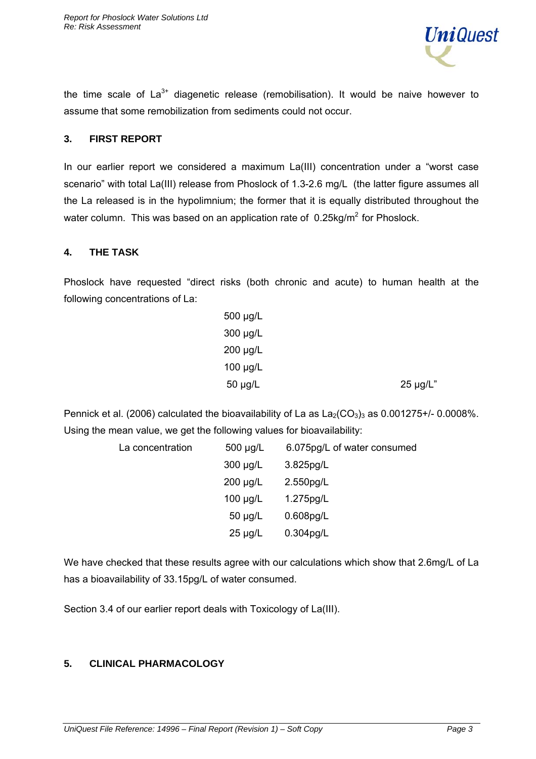the time scale of $La^{3+}$ diagenetic release (remobilisation). It would be naive however to assume that some remobilization from sediments could not occur.

## 3. FIRST REPORT

In our earlier report we considered a maximum La(III) concentration under a "worst case scenario" with total La(III) release from Phoslock of 1.3-2.6 mg/L (the latter figure assumes all the La released is in the hypolimnium; the former that it is equally distributed throughout the water column. This was based on an application rate of 0.25kg/m$^2$ for Phoslock.

## 4. THE TASK

Phoslock have requested "direct risks (both chronic and acute) to human health at the following concentrations of La:

500 µg/L
300 µg/L
200 µg/L
100 µg/L
50 µg/L
25 µg/L"

Pennick et al. (2006) calculated the bioavailability of La as $La_2(CO_3)_3$ as 0.001275+/- 0.0008%. Using the mean value, we get the following values for bioavailability:

| La concentration | | |
|---|---|---|
| | 500 µg/L | 6.075pg/L of water consumed |
| | 300 µg/L | 3.825pg/L |
| | 200 µg/L | 2.550pg/L |
| | 100 µg/L | 1.275pg/L |
| | 50 µg/L | 0.608pg/L |
| | 25 µg/L | 0.304pg/L |

We have checked that these results agree with our calculations which show that 2.6mg/L of La has a bioavailability of 33.15pg/L of water consumed.

Section 3.4 of our earlier report deals with Toxicology of La(III).

## 5. CLINICAL PHARMACOLOGY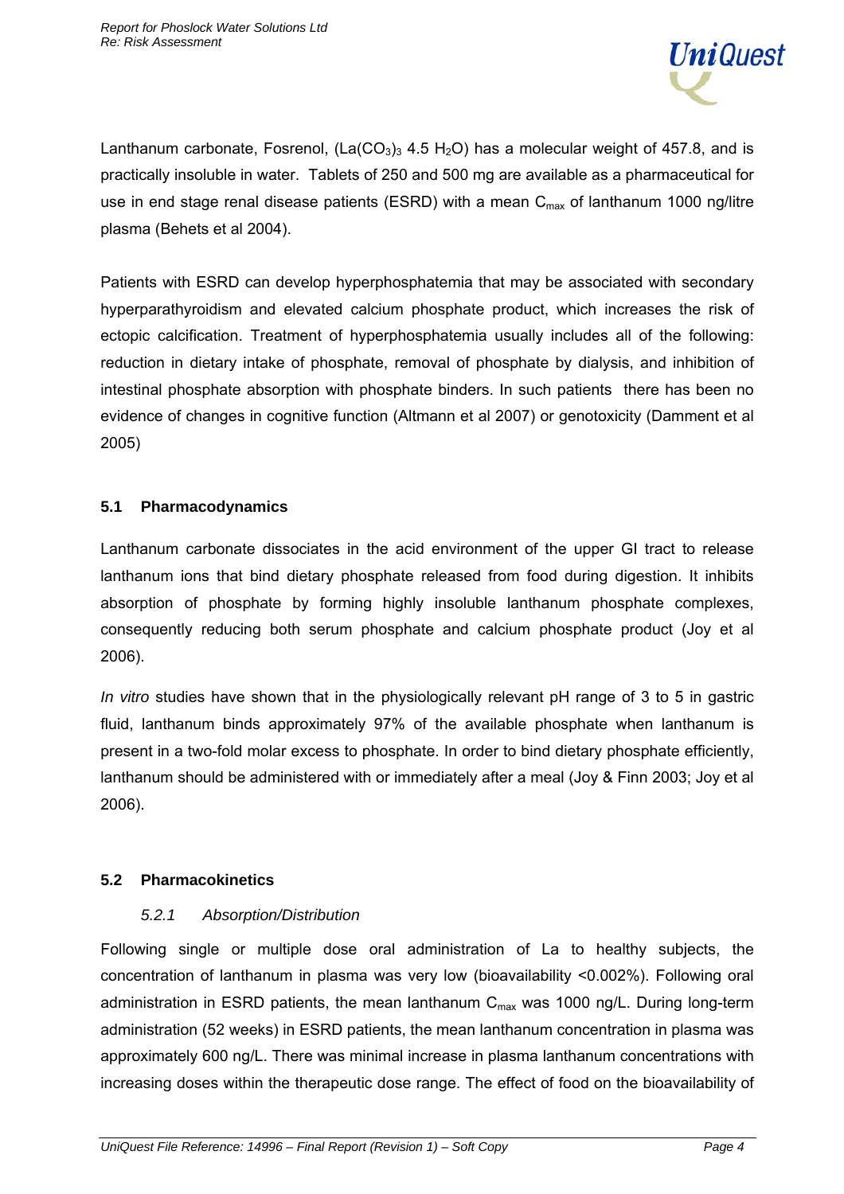Lanthanum carbonate, Fosrenol, $(La(CO_3)_3\ 4.5\ H_2O)$ has a molecular weight of 457.8, and is practically insoluble in water. Tablets of 250 and 500 mg are available as a pharmaceutical for use in end stage renal disease patients (ESRD) with a mean $C_{max}$ of lanthanum 1000 ng/litre plasma (Behets et al 2004).

Patients with ESRD can develop hyperphosphatemia that may be associated with secondary hyperparathyroidism and elevated calcium phosphate product, which increases the risk of ectopic calcification. Treatment of hyperphosphatemia usually includes all of the following: reduction in dietary intake of phosphate, removal of phosphate by dialysis, and inhibition of intestinal phosphate absorption with phosphate binders. In such patients there has been no evidence of changes in cognitive function (Altmann et al 2007) or genotoxicity (Damment et al 2005)

### 5.1 Pharmacodynamics

Lanthanum carbonate dissociates in the acid environment of the upper GI tract to release lanthanum ions that bind dietary phosphate released from food during digestion. It inhibits absorption of phosphate by forming highly insoluble lanthanum phosphate complexes, consequently reducing both serum phosphate and calcium phosphate product (Joy et al 2006).

*In vitro* studies have shown that in the physiologically relevant pH range of 3 to 5 in gastric fluid, lanthanum binds approximately 97% of the available phosphate when lanthanum is present in a two-fold molar excess to phosphate. In order to bind dietary phosphate efficiently, lanthanum should be administered with or immediately after a meal (Joy & Finn 2003; Joy et al 2006).

### 5.2 Pharmacokinetics

#### *5.2.1 Absorption/Distribution*

Following single or multiple dose oral administration of La to healthy subjects, the concentration of lanthanum in plasma was very low (bioavailability <0.002%). Following oral administration in ESRD patients, the mean lanthanum $C_{max}$ was 1000 ng/L. During long-term administration (52 weeks) in ESRD patients, the mean lanthanum concentration in plasma was approximately 600 ng/L. There was minimal increase in plasma lanthanum concentrations with increasing doses within the therapeutic dose range. The effect of food on the bioavailability of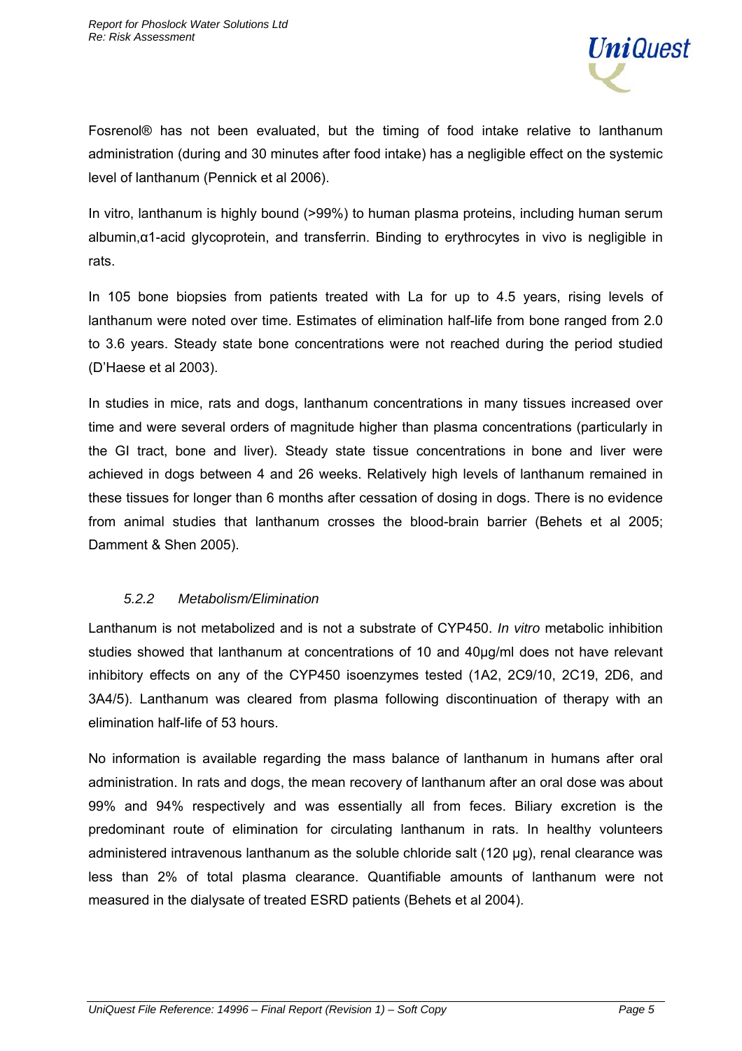Fosrenol® has not been evaluated, but the timing of food intake relative to lanthanum administration (during and 30 minutes after food intake) has a negligible effect on the systemic level of lanthanum (Pennick et al 2006).

In vitro, lanthanum is highly bound (>99%) to human plasma proteins, including human serum albumin,α1-acid glycoprotein, and transferrin. Binding to erythrocytes in vivo is negligible in rats.

In 105 bone biopsies from patients treated with La for up to 4.5 years, rising levels of lanthanum were noted over time. Estimates of elimination half-life from bone ranged from 2.0 to 3.6 years. Steady state bone concentrations were not reached during the period studied (D'Haese et al 2003).

In studies in mice, rats and dogs, lanthanum concentrations in many tissues increased over time and were several orders of magnitude higher than plasma concentrations (particularly in the GI tract, bone and liver). Steady state tissue concentrations in bone and liver were achieved in dogs between 4 and 26 weeks. Relatively high levels of lanthanum remained in these tissues for longer than 6 months after cessation of dosing in dogs. There is no evidence from animal studies that lanthanum crosses the blood-brain barrier (Behets et al 2005; Damment & Shen 2005).

### *5.2.2 Metabolism/Elimination*

Lanthanum is not metabolized and is not a substrate of CYP450. *In vitro* metabolic inhibition studies showed that lanthanum at concentrations of 10 and 40µg/ml does not have relevant inhibitory effects on any of the CYP450 isoenzymes tested (1A2, 2C9/10, 2C19, 2D6, and 3A4/5). Lanthanum was cleared from plasma following discontinuation of therapy with an elimination half-life of 53 hours.

No information is available regarding the mass balance of lanthanum in humans after oral administration. In rats and dogs, the mean recovery of lanthanum after an oral dose was about 99% and 94% respectively and was essentially all from feces. Biliary excretion is the predominant route of elimination for circulating lanthanum in rats. In healthy volunteers administered intravenous lanthanum as the soluble chloride salt (120 µg), renal clearance was less than 2% of total plasma clearance. Quantifiable amounts of lanthanum were not measured in the dialysate of treated ESRD patients (Behets et al 2004).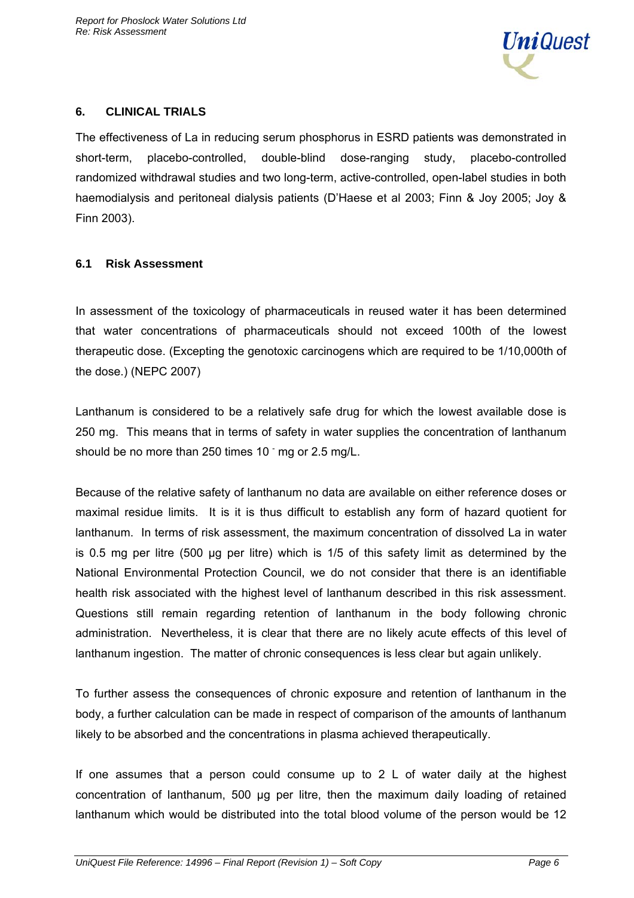## 6. CLINICAL TRIALS

The effectiveness of La in reducing serum phosphorus in ESRD patients was demonstrated in short-term, placebo-controlled, double-blind dose-ranging study, placebo-controlled randomized withdrawal studies and two long-term, active-controlled, open-label studies in both haemodialysis and peritoneal dialysis patients (D'Haese et al 2003; Finn & Joy 2005; Joy & Finn 2003).

### 6.1 Risk Assessment

In assessment of the toxicology of pharmaceuticals in reused water it has been determined that water concentrations of pharmaceuticals should not exceed 100th of the lowest therapeutic dose. (Excepting the genotoxic carcinogens which are required to be 1/10,000th of the dose.) (NEPC 2007)

Lanthanum is considered to be a relatively safe drug for which the lowest available dose is 250 mg. This means that in terms of safety in water supplies the concentration of lanthanum should be no more than 250 times 10 ⁻ mg or 2.5 mg/L.

Because of the relative safety of lanthanum no data are available on either reference doses or maximal residue limits. It is it is thus difficult to establish any form of hazard quotient for lanthanum. In terms of risk assessment, the maximum concentration of dissolved La in water is 0.5 mg per litre (500 µg per litre) which is 1/5 of this safety limit as determined by the National Environmental Protection Council, we do not consider that there is an identifiable health risk associated with the highest level of lanthanum described in this risk assessment. Questions still remain regarding retention of lanthanum in the body following chronic administration. Nevertheless, it is clear that there are no likely acute effects of this level of lanthanum ingestion. The matter of chronic consequences is less clear but again unlikely.

To further assess the consequences of chronic exposure and retention of lanthanum in the body, a further calculation can be made in respect of comparison of the amounts of lanthanum likely to be absorbed and the concentrations in plasma achieved therapeutically.

If one assumes that a person could consume up to 2 L of water daily at the highest concentration of lanthanum, 500 µg per litre, then the maximum daily loading of retained lanthanum which would be distributed into the total blood volume of the person would be 12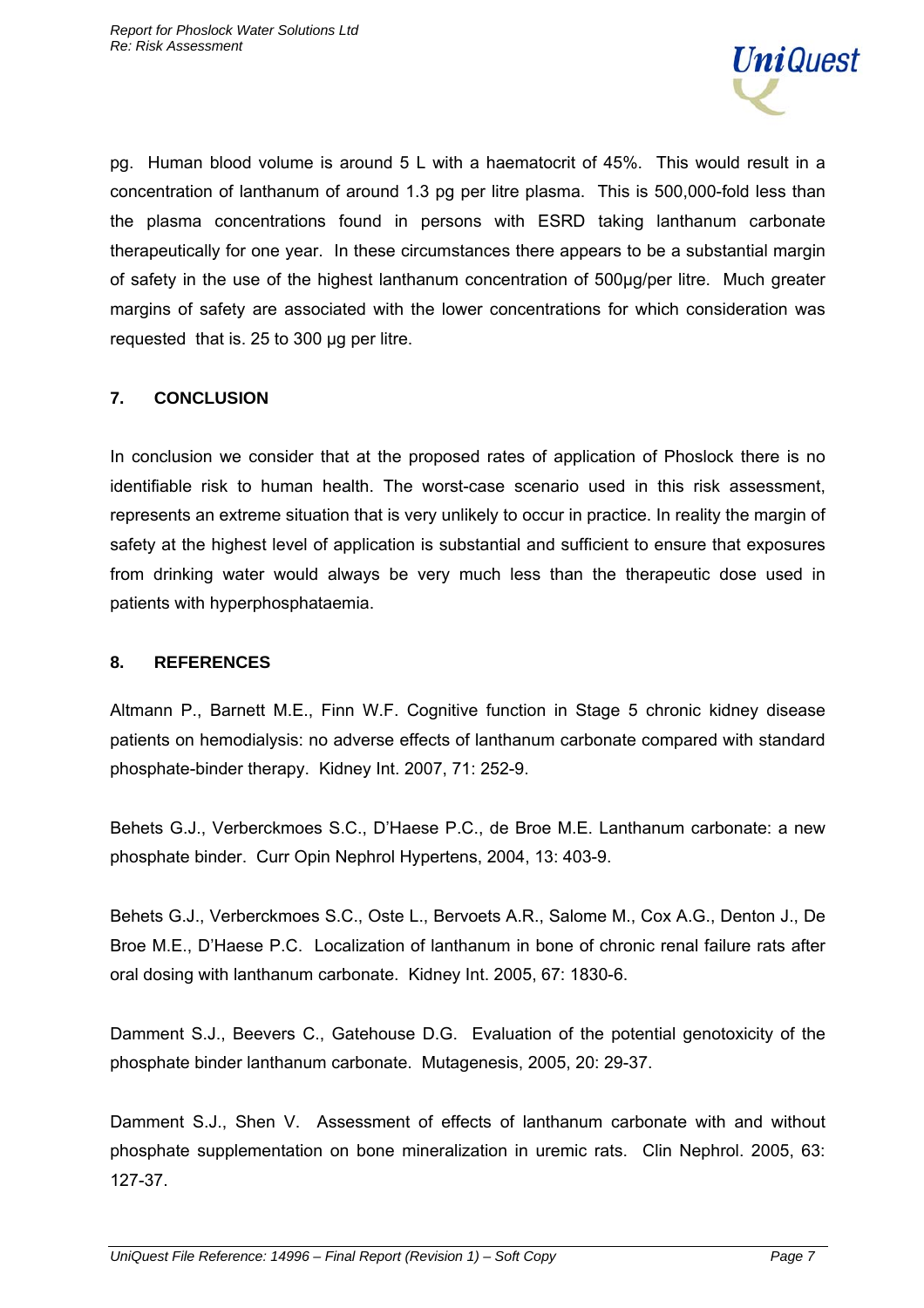pg. Human blood volume is around 5 L with a haematocrit of 45%. This would result in a concentration of lanthanum of around 1.3 pg per litre plasma. This is 500,000-fold less than the plasma concentrations found in persons with ESRD taking lanthanum carbonate therapeutically for one year. In these circumstances there appears to be a substantial margin of safety in the use of the highest lanthanum concentration of 500µg/per litre. Much greater margins of safety are associated with the lower concentrations for which consideration was requested that is. 25 to 300 µg per litre.

## 7. CONCLUSION

In conclusion we consider that at the proposed rates of application of Phoslock there is no identifiable risk to human health. The worst-case scenario used in this risk assessment, represents an extreme situation that is very unlikely to occur in practice. In reality the margin of safety at the highest level of application is substantial and sufficient to ensure that exposures from drinking water would always be very much less than the therapeutic dose used in patients with hyperphosphataemia.

## 8. REFERENCES

Altmann P., Barnett M.E., Finn W.F. Cognitive function in Stage 5 chronic kidney disease patients on hemodialysis: no adverse effects of lanthanum carbonate compared with standard phosphate-binder therapy. Kidney Int. 2007, 71: 252-9.

Behets G.J., Verberckmoes S.C., D'Haese P.C., de Broe M.E. Lanthanum carbonate: a new phosphate binder. Curr Opin Nephrol Hypertens, 2004, 13: 403-9.

Behets G.J., Verberckmoes S.C., Oste L., Bervoets A.R., Salome M., Cox A.G., Denton J., De Broe M.E., D'Haese P.C. Localization of lanthanum in bone of chronic renal failure rats after oral dosing with lanthanum carbonate. Kidney Int. 2005, 67: 1830-6.

Damment S.J., Beevers C., Gatehouse D.G. Evaluation of the potential genotoxicity of the phosphate binder lanthanum carbonate. Mutagenesis, 2005, 20: 29-37.

Damment S.J., Shen V. Assessment of effects of lanthanum carbonate with and without phosphate supplementation on bone mineralization in uremic rats. Clin Nephrol. 2005, 63: 127-37.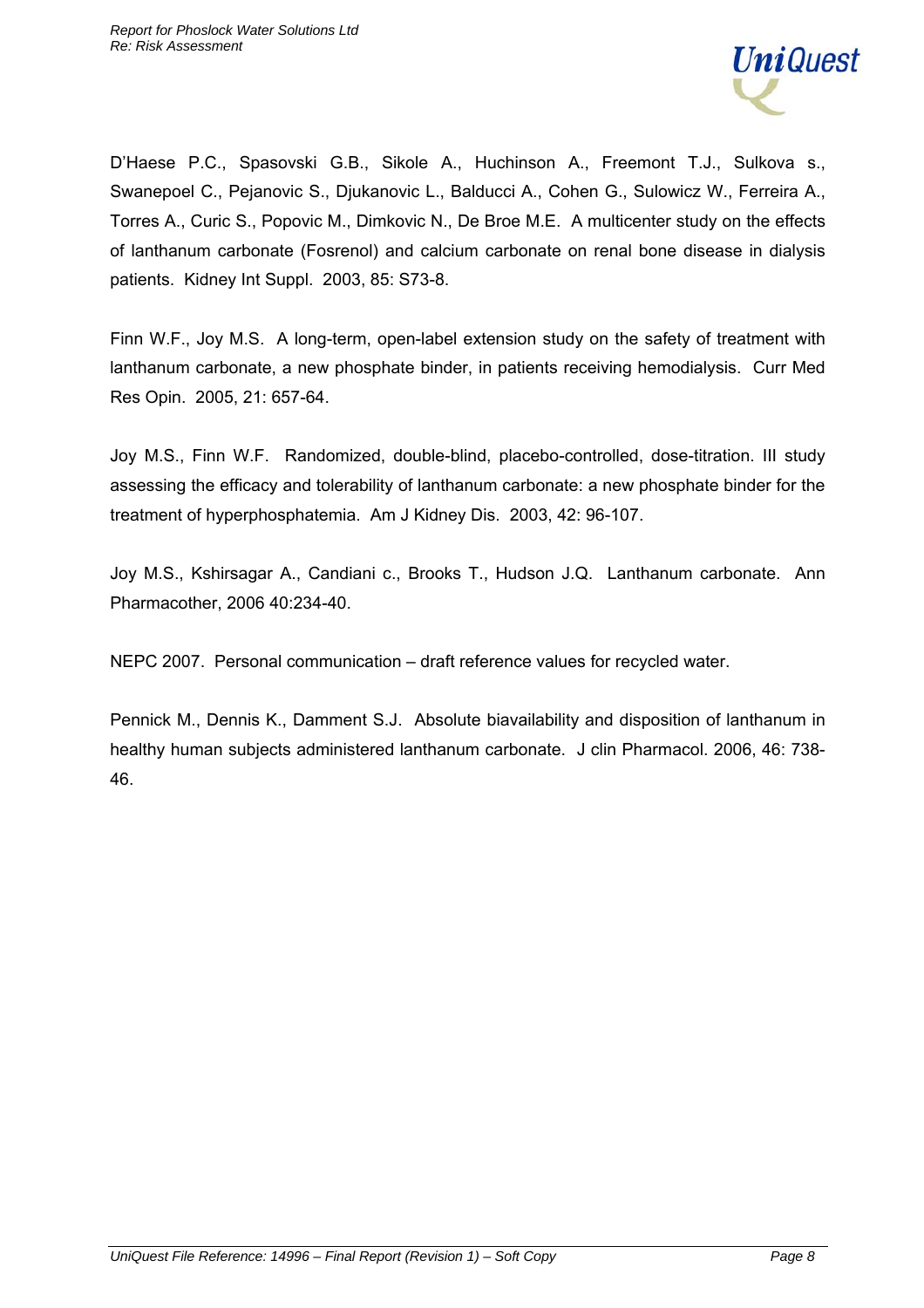D'Haese P.C., Spasovski G.B., Sikole A., Huchinson A., Freemont T.J., Sulkova s., Swanepoel C., Pejanovic S., Djukanovic L., Balducci A., Cohen G., Sulowicz W., Ferreira A., Torres A., Curic S., Popovic M., Dimkovic N., De Broe M.E. A multicenter study on the effects of lanthanum carbonate (Fosrenol) and calcium carbonate on renal bone disease in dialysis patients. Kidney Int Suppl. 2003, 85: S73-8.

Finn W.F., Joy M.S. A long-term, open-label extension study on the safety of treatment with lanthanum carbonate, a new phosphate binder, in patients receiving hemodialysis. Curr Med Res Opin. 2005, 21: 657-64.

Joy M.S., Finn W.F. Randomized, double-blind, placebo-controlled, dose-titration. III study assessing the efficacy and tolerability of lanthanum carbonate: a new phosphate binder for the treatment of hyperphosphatemia. Am J Kidney Dis. 2003, 42: 96-107.

Joy M.S., Kshirsagar A., Candiani c., Brooks T., Hudson J.Q. Lanthanum carbonate. Ann Pharmacother, 2006 40:234-40.

NEPC 2007. Personal communication – draft reference values for recycled water.

Pennick M., Dennis K., Damment S.J. Absolute biavailability and disposition of lanthanum in healthy human subjects administered lanthanum carbonate. J clin Pharmacol. 2006, 46: 738-46.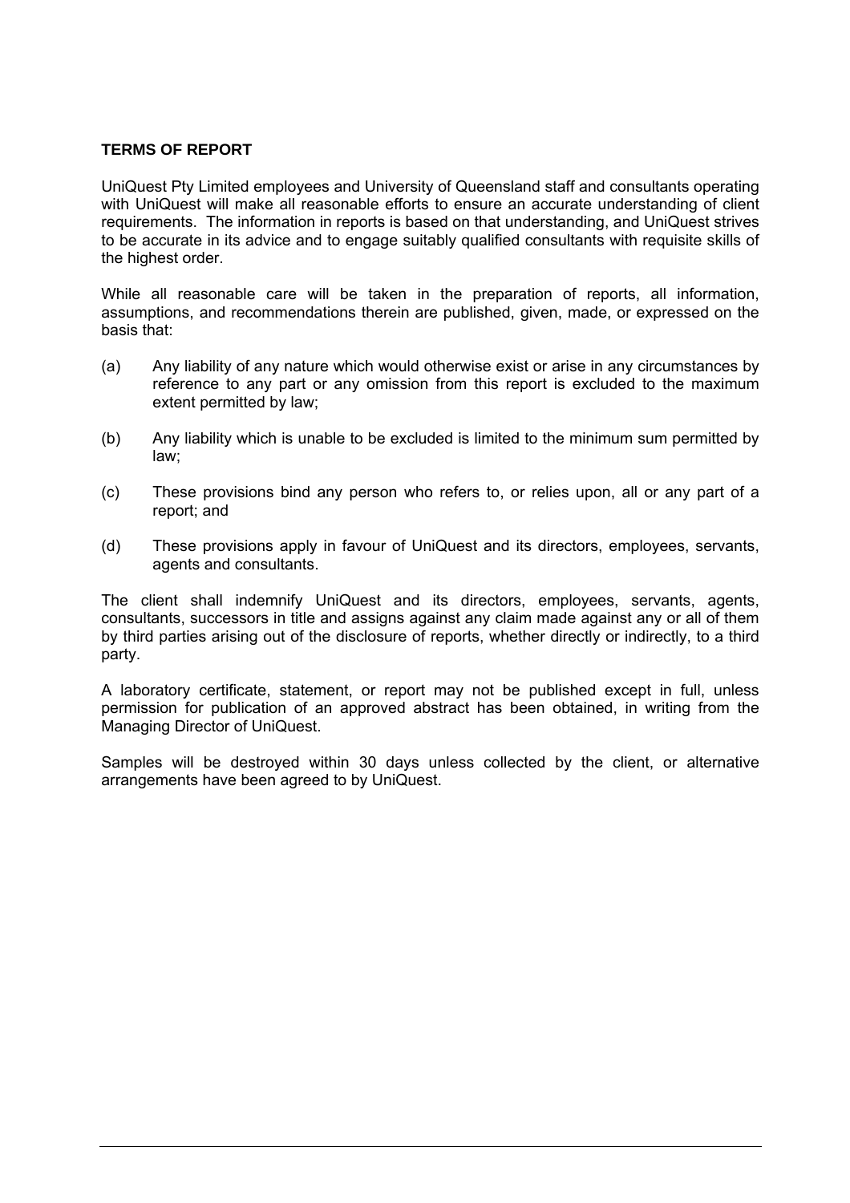**TERMS OF REPORT**

UniQuest Pty Limited employees and University of Queensland staff and consultants operating with UniQuest will make all reasonable efforts to ensure an accurate understanding of client requirements. The information in reports is based on that understanding, and UniQuest strives to be accurate in its advice and to engage suitably qualified consultants with requisite skills of the highest order.

While all reasonable care will be taken in the preparation of reports, all information, assumptions, and recommendations therein are published, given, made, or expressed on the basis that:

(a) Any liability of any nature which would otherwise exist or arise in any circumstances by reference to any part or any omission from this report is excluded to the maximum extent permitted by law;

(b) Any liability which is unable to be excluded is limited to the minimum sum permitted by law;

(c) These provisions bind any person who refers to, or relies upon, all or any part of a report; and

(d) These provisions apply in favour of UniQuest and its directors, employees, servants, agents and consultants.

The client shall indemnify UniQuest and its directors, employees, servants, agents, consultants, successors in title and assigns against any claim made against any or all of them by third parties arising out of the disclosure of reports, whether directly or indirectly, to a third party.

A laboratory certificate, statement, or report may not be published except in full, unless permission for publication of an approved abstract has been obtained, in writing from the Managing Director of UniQuest.

Samples will be destroyed within 30 days unless collected by the client, or alternative arrangements have been agreed to by UniQuest.